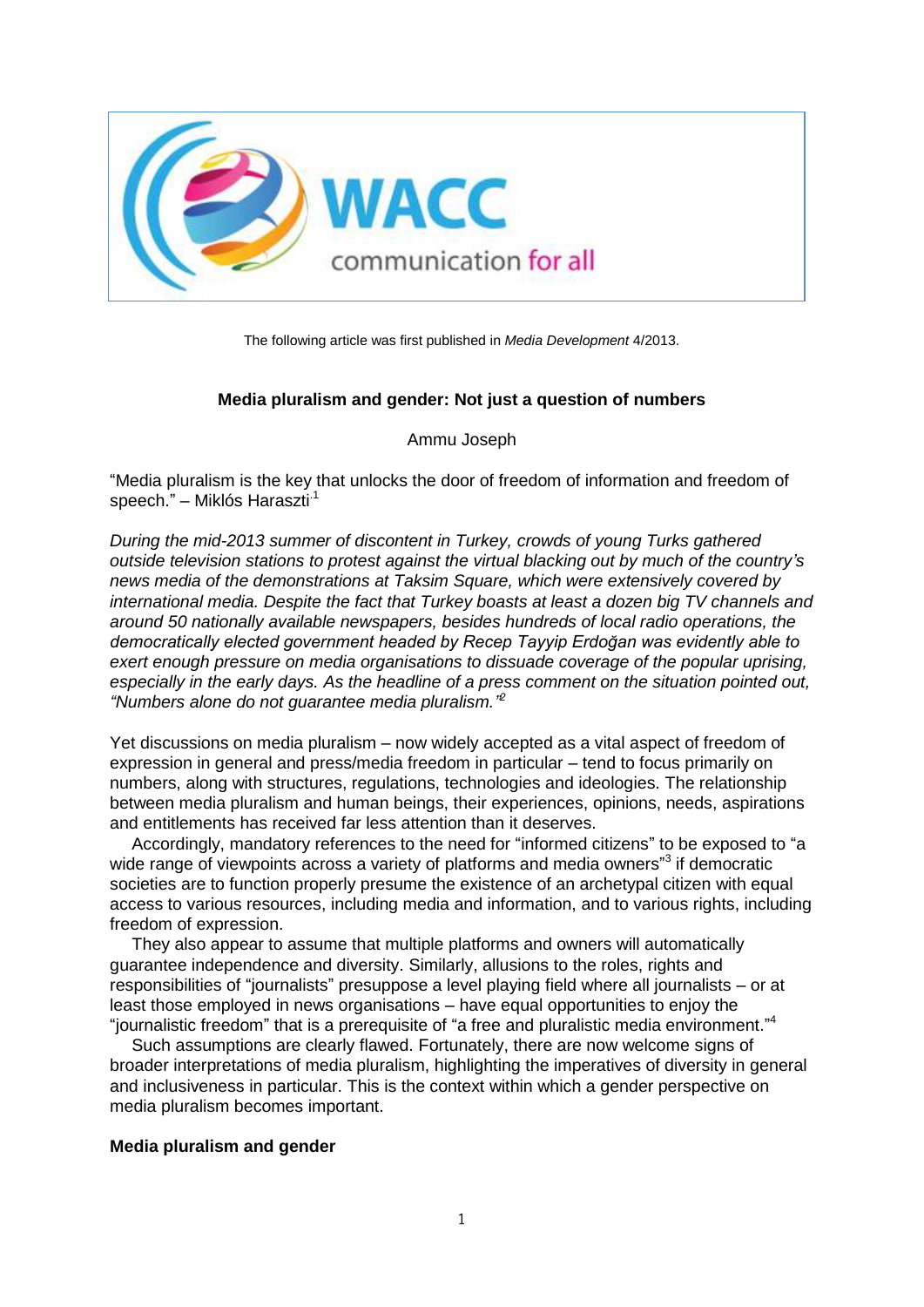WACC

communication for all

The following article was first published in *Media Development* 4/2013.

## Media pluralism and gender: Not just a question of numbers

Ammu Joseph

"Media pluralism is the key that unlocks the door of freedom of information and freedom of speech." – Miklós Haraszti[1]

*During the mid-2013 summer of discontent in Turkey, crowds of young Turks gathered outside television stations to protest against the virtual blacking out by much of the country's news media of the demonstrations at Taksim Square, which were extensively covered by international media. Despite the fact that Turkey boasts at least a dozen big TV channels and around 50 nationally available newspapers, besides hundreds of local radio operations, the democratically elected government headed by Recep Tayyip Erdoğan was evidently able to exert enough pressure on media organisations to dissuade coverage of the popular uprising, especially in the early days. As the headline of a press comment on the situation pointed out, "Numbers alone do not guarantee media pluralism."*[2]

Yet discussions on media pluralism – now widely accepted as a vital aspect of freedom of expression in general and press/media freedom in particular – tend to focus primarily on numbers, along with structures, regulations, technologies and ideologies. The relationship between media pluralism and human beings, their experiences, opinions, needs, aspirations and entitlements has received far less attention than it deserves.

Accordingly, mandatory references to the need for "informed citizens" to be exposed to "a wide range of viewpoints across a variety of platforms and media owners"[3] if democratic societies are to function properly presume the existence of an archetypal citizen with equal access to various resources, including media and information, and to various rights, including freedom of expression.

They also appear to assume that multiple platforms and owners will automatically guarantee independence and diversity. Similarly, allusions to the roles, rights and responsibilities of "journalists" presuppose a level playing field where all journalists – or at least those employed in news organisations – have equal opportunities to enjoy the "journalistic freedom" that is a prerequisite of "a free and pluralistic media environment."[4]

Such assumptions are clearly flawed. Fortunately, there are now welcome signs of broader interpretations of media pluralism, highlighting the imperatives of diversity in general and inclusiveness in particular. This is the context within which a gender perspective on media pluralism becomes important.

### Media pluralism and gender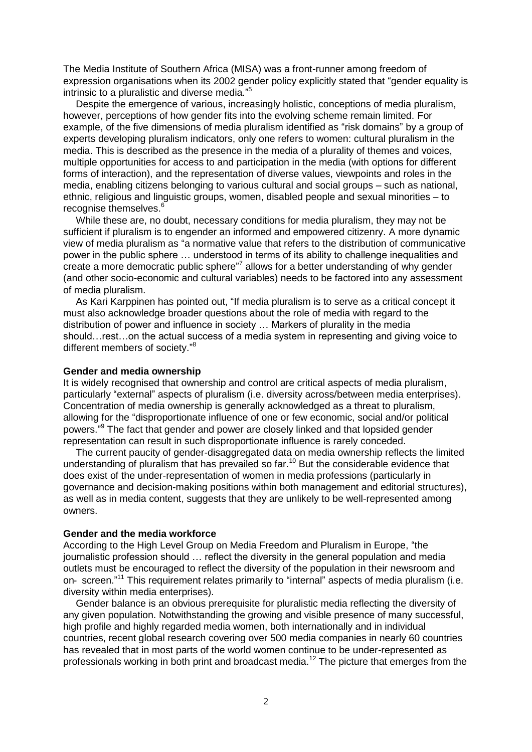The Media Institute of Southern Africa (MISA) was a front-runner among freedom of expression organisations when its 2002 gender policy explicitly stated that "gender equality is intrinsic to a pluralistic and diverse media."[5]

Despite the emergence of various, increasingly holistic, conceptions of media pluralism, however, perceptions of how gender fits into the evolving scheme remain limited. For example, of the five dimensions of media pluralism identified as "risk domains" by a group of experts developing pluralism indicators, only one refers to women: cultural pluralism in the media. This is described as the presence in the media of a plurality of themes and voices, multiple opportunities for access to and participation in the media (with options for different forms of interaction), and the representation of diverse values, viewpoints and roles in the media, enabling citizens belonging to various cultural and social groups – such as national, ethnic, religious and linguistic groups, women, disabled people and sexual minorities – to recognise themselves.[6]

While these are, no doubt, necessary conditions for media pluralism, they may not be sufficient if pluralism is to engender an informed and empowered citizenry. A more dynamic view of media pluralism as "a normative value that refers to the distribution of communicative power in the public sphere … understood in terms of its ability to challenge inequalities and create a more democratic public sphere"[7] allows for a better understanding of why gender (and other socio-economic and cultural variables) needs to be factored into any assessment of media pluralism.

As Kari Karppinen has pointed out, "If media pluralism is to serve as a critical concept it must also acknowledge broader questions about the role of media with regard to the distribution of power and influence in society … Markers of plurality in the media should…rest…on the actual success of a media system in representing and giving voice to different members of society."[8]

**Gender and media ownership**

It is widely recognised that ownership and control are critical aspects of media pluralism, particularly "external" aspects of pluralism (i.e. diversity across/between media enterprises). Concentration of media ownership is generally acknowledged as a threat to pluralism, allowing for the "disproportionate influence of one or few economic, social and/or political powers."[9] The fact that gender and power are closely linked and that lopsided gender representation can result in such disproportionate influence is rarely conceded.

The current paucity of gender-disaggregated data on media ownership reflects the limited understanding of pluralism that has prevailed so far.[10] But the considerable evidence that does exist of the under-representation of women in media professions (particularly in governance and decision-making positions within both management and editorial structures), as well as in media content, suggests that they are unlikely to be well-represented among owners.

**Gender and the media workforce**

According to the High Level Group on Media Freedom and Pluralism in Europe, "the journalistic profession should … reflect the diversity in the general population and media outlets must be encouraged to reflect the diversity of the population in their newsroom and on- screen."[11] This requirement relates primarily to "internal" aspects of media pluralism (i.e. diversity within media enterprises).

Gender balance is an obvious prerequisite for pluralistic media reflecting the diversity of any given population. Notwithstanding the growing and visible presence of many successful, high profile and highly regarded media women, both internationally and in individual countries, recent global research covering over 500 media companies in nearly 60 countries has revealed that in most parts of the world women continue to be under-represented as professionals working in both print and broadcast media.[12] The picture that emerges from the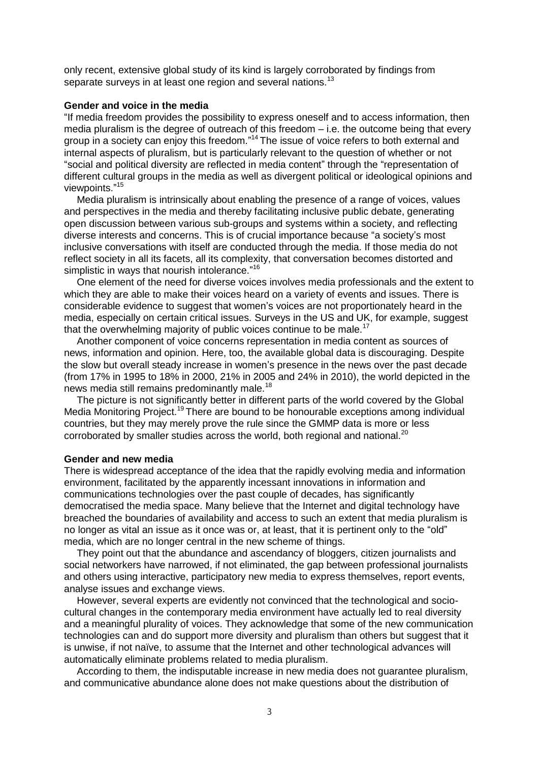only recent, extensive global study of its kind is largely corroborated by findings from separate surveys in at least one region and several nations.[13]

**Gender and voice in the media**

"If media freedom provides the possibility to express oneself and to access information, then media pluralism is the degree of outreach of this freedom – i.e. the outcome being that every group in a society can enjoy this freedom."[14] The issue of voice refers to both external and internal aspects of pluralism, but is particularly relevant to the question of whether or not "social and political diversity are reflected in media content" through the "representation of different cultural groups in the media as well as divergent political or ideological opinions and viewpoints."[15]

Media pluralism is intrinsically about enabling the presence of a range of voices, values and perspectives in the media and thereby facilitating inclusive public debate, generating open discussion between various sub-groups and systems within a society, and reflecting diverse interests and concerns. This is of crucial importance because "a society's most inclusive conversations with itself are conducted through the media. If those media do not reflect society in all its facets, all its complexity, that conversation becomes distorted and simplistic in ways that nourish intolerance."[16]

One element of the need for diverse voices involves media professionals and the extent to which they are able to make their voices heard on a variety of events and issues. There is considerable evidence to suggest that women's voices are not proportionately heard in the media, especially on certain critical issues. Surveys in the US and UK, for example, suggest that the overwhelming majority of public voices continue to be male.[17]

Another component of voice concerns representation in media content as sources of news, information and opinion. Here, too, the available global data is discouraging. Despite the slow but overall steady increase in women's presence in the news over the past decade (from 17% in 1995 to 18% in 2000, 21% in 2005 and 24% in 2010), the world depicted in the news media still remains predominantly male.[18]

The picture is not significantly better in different parts of the world covered by the Global Media Monitoring Project.[19] There are bound to be honourable exceptions among individual countries, but they may merely prove the rule since the GMMP data is more or less corroborated by smaller studies across the world, both regional and national.[20]

**Gender and new media**

There is widespread acceptance of the idea that the rapidly evolving media and information environment, facilitated by the apparently incessant innovations in information and communications technologies over the past couple of decades, has significantly democratised the media space. Many believe that the Internet and digital technology have breached the boundaries of availability and access to such an extent that media pluralism is no longer as vital an issue as it once was or, at least, that it is pertinent only to the "old" media, which are no longer central in the new scheme of things.

They point out that the abundance and ascendancy of bloggers, citizen journalists and social networkers have narrowed, if not eliminated, the gap between professional journalists and others using interactive, participatory new media to express themselves, report events, analyse issues and exchange views.

However, several experts are evidently not convinced that the technological and socio-cultural changes in the contemporary media environment have actually led to real diversity and a meaningful plurality of voices. They acknowledge that some of the new communication technologies can and do support more diversity and pluralism than others but suggest that it is unwise, if not naïve, to assume that the Internet and other technological advances will automatically eliminate problems related to media pluralism.

According to them, the indisputable increase in new media does not guarantee pluralism, and communicative abundance alone does not make questions about the distribution of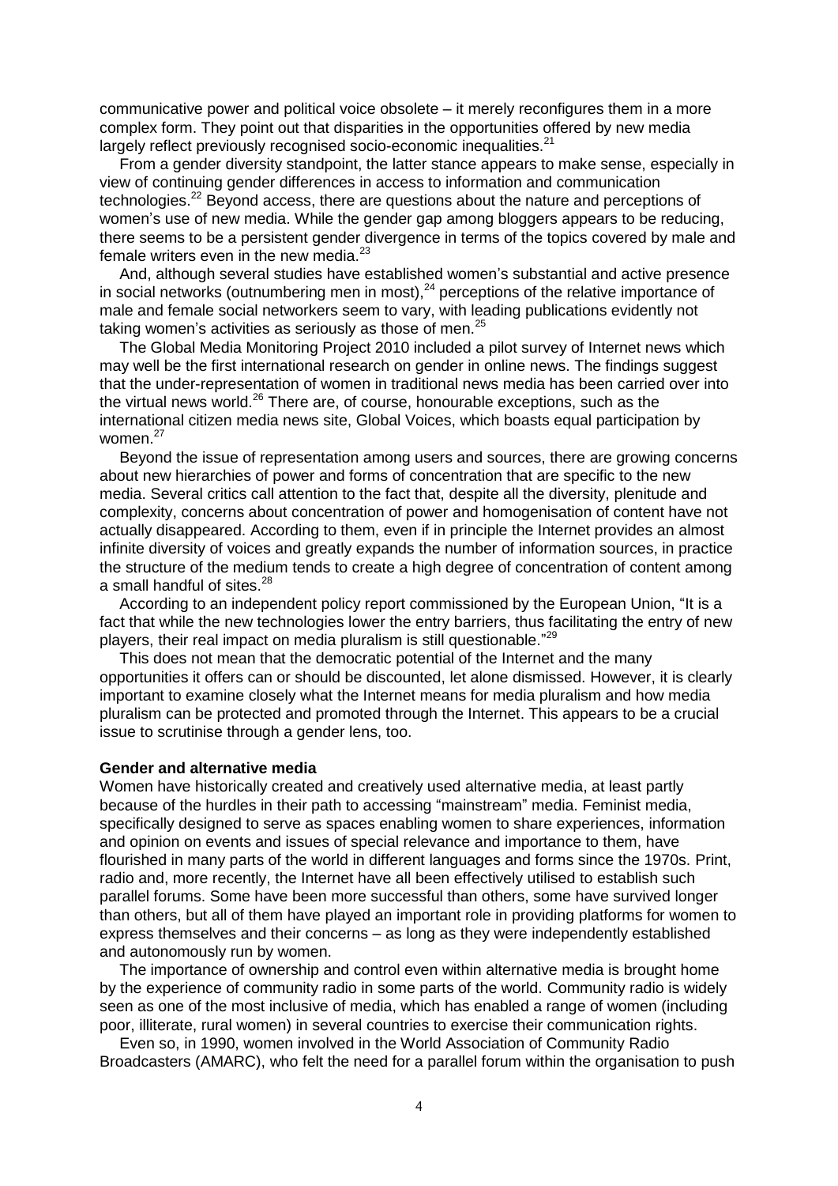communicative power and political voice obsolete – it merely reconfigures them in a more complex form. They point out that disparities in the opportunities offered by new media largely reflect previously recognised socio-economic inequalities.[21]

From a gender diversity standpoint, the latter stance appears to make sense, especially in view of continuing gender differences in access to information and communication technologies.[22] Beyond access, there are questions about the nature and perceptions of women's use of new media. While the gender gap among bloggers appears to be reducing, there seems to be a persistent gender divergence in terms of the topics covered by male and female writers even in the new media.[23]

And, although several studies have established women's substantial and active presence in social networks (outnumbering men in most),[24] perceptions of the relative importance of male and female social networkers seem to vary, with leading publications evidently not taking women's activities as seriously as those of men.[25]

The Global Media Monitoring Project 2010 included a pilot survey of Internet news which may well be the first international research on gender in online news. The findings suggest that the under-representation of women in traditional news media has been carried over into the virtual news world.[26] There are, of course, honourable exceptions, such as the international citizen media news site, Global Voices, which boasts equal participation by women.[27]

Beyond the issue of representation among users and sources, there are growing concerns about new hierarchies of power and forms of concentration that are specific to the new media. Several critics call attention to the fact that, despite all the diversity, plenitude and complexity, concerns about concentration of power and homogenisation of content have not actually disappeared. According to them, even if in principle the Internet provides an almost infinite diversity of voices and greatly expands the number of information sources, in practice the structure of the medium tends to create a high degree of concentration of content among a small handful of sites.[28]

According to an independent policy report commissioned by the European Union, "It is a fact that while the new technologies lower the entry barriers, thus facilitating the entry of new players, their real impact on media pluralism is still questionable."[29]

This does not mean that the democratic potential of the Internet and the many opportunities it offers can or should be discounted, let alone dismissed. However, it is clearly important to examine closely what the Internet means for media pluralism and how media pluralism can be protected and promoted through the Internet. This appears to be a crucial issue to scrutinise through a gender lens, too.

**Gender and alternative media**

Women have historically created and creatively used alternative media, at least partly because of the hurdles in their path to accessing "mainstream" media. Feminist media, specifically designed to serve as spaces enabling women to share experiences, information and opinion on events and issues of special relevance and importance to them, have flourished in many parts of the world in different languages and forms since the 1970s. Print, radio and, more recently, the Internet have all been effectively utilised to establish such parallel forums. Some have been more successful than others, some have survived longer than others, but all of them have played an important role in providing platforms for women to express themselves and their concerns – as long as they were independently established and autonomously run by women.

The importance of ownership and control even within alternative media is brought home by the experience of community radio in some parts of the world. Community radio is widely seen as one of the most inclusive of media, which has enabled a range of women (including poor, illiterate, rural women) in several countries to exercise their communication rights.

Even so, in 1990, women involved in the World Association of Community Radio Broadcasters (AMARC), who felt the need for a parallel forum within the organisation to push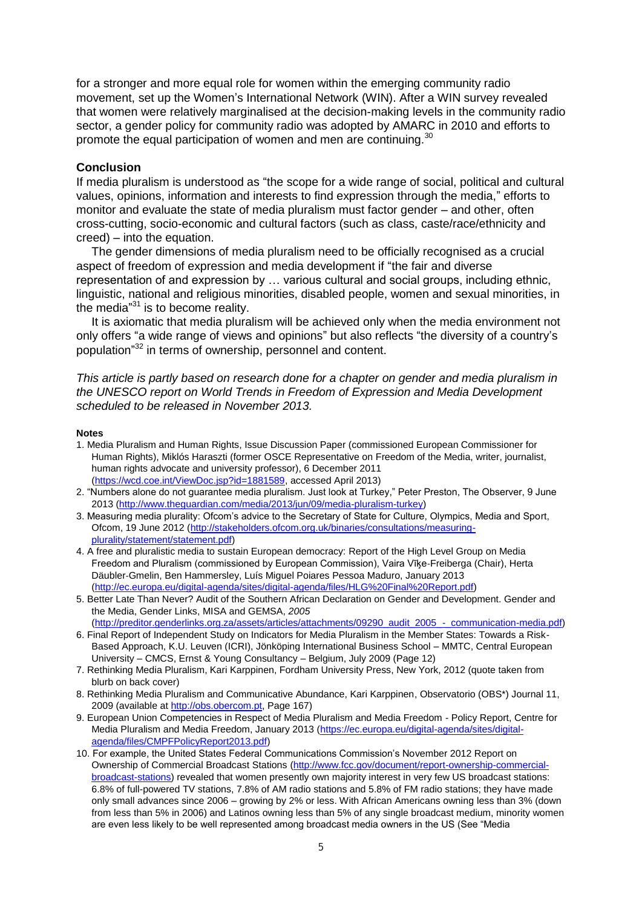for a stronger and more equal role for women within the emerging community radio movement, set up the Women's International Network (WIN). After a WIN survey revealed that women were relatively marginalised at the decision-making levels in the community radio sector, a gender policy for community radio was adopted by AMARC in 2010 and efforts to promote the equal participation of women and men are continuing.[30]

## Conclusion

If media pluralism is understood as "the scope for a wide range of social, political and cultural values, opinions, information and interests to find expression through the media," efforts to monitor and evaluate the state of media pluralism must factor gender – and other, often cross-cutting, socio-economic and cultural factors (such as class, caste/race/ethnicity and creed) – into the equation.

The gender dimensions of media pluralism need to be officially recognised as a crucial aspect of freedom of expression and media development if "the fair and diverse representation of and expression by … various cultural and social groups, including ethnic, linguistic, national and religious minorities, disabled people, women and sexual minorities, in the media"[31] is to become reality.

It is axiomatic that media pluralism will be achieved only when the media environment not only offers "a wide range of views and opinions" but also reflects "the diversity of a country's population"[32] in terms of ownership, personnel and content.

*This article is partly based on research done for a chapter on gender and media pluralism in the UNESCO report on World Trends in Freedom of Expression and Media Development scheduled to be released in November 2013.*

### Notes

1. Media Pluralism and Human Rights, Issue Discussion Paper (commissioned European Commissioner for Human Rights), Miklós Haraszti (former OSCE Representative on Freedom of the Media, writer, journalist, human rights advocate and university professor), 6 December 2011 (https://wcd.coe.int/ViewDoc.jsp?id=1881589, accessed April 2013)
2. "Numbers alone do not guarantee media pluralism. Just look at Turkey," Peter Preston, The Observer, 9 June 2013 (http://www.theguardian.com/media/2013/jun/09/media-pluralism-turkey)
3. Measuring media plurality: Ofcom's advice to the Secretary of State for Culture, Olympics, Media and Sport, Ofcom, 19 June 2012 (http://stakeholders.ofcom.org.uk/binaries/consultations/measuring-plurality/statement/statement.pdf)
4. A free and pluralistic media to sustain European democracy: Report of the High Level Group on Media Freedom and Pluralism (commissioned by European Commission), Vaira Vīķe-Freiberga (Chair), Herta Däubler-Gmelin, Ben Hammersley, Luís Miguel Poiares Pessoa Maduro, January 2013 (http://ec.europa.eu/digital-agenda/sites/digital-agenda/files/HLG%20Final%20Report.pdf)
5. Better Late Than Never? Audit of the Southern African Declaration on Gender and Development. Gender and the Media, Gender Links, MISA and GEMSA, *2005* (http://preditor.genderlinks.org.za/assets/articles/attachments/09290_audit_2005_-_communication-media.pdf)
6. Final Report of Independent Study on Indicators for Media Pluralism in the Member States: Towards a Risk-Based Approach, K.U. Leuven (ICRI), Jönköping International Business School – MMTC, Central European University – CMCS, Ernst & Young Consultancy – Belgium, July 2009 (Page 12)
7. Rethinking Media Pluralism, Kari Karppinen, Fordham University Press, New York, 2012 (quote taken from blurb on back cover)
8. Rethinking Media Pluralism and Communicative Abundance, Kari Karppinen, Observatorio (OBS*) Journal 11, 2009 (available at http://obs.obercom.pt, Page 167)
9. European Union Competencies in Respect of Media Pluralism and Media Freedom - Policy Report, Centre for Media Pluralism and Media Freedom, January 2013 (https://ec.europa.eu/digital-agenda/sites/digital-agenda/files/CMPFPolicyReport2013.pdf)
10. For example, the United States Federal Communications Commission's November 2012 Report on Ownership of Commercial Broadcast Stations (http://www.fcc.gov/document/report-ownership-commercial-broadcast-stations) revealed that women presently own majority interest in very few US broadcast stations: 6.8% of full-powered TV stations, 7.8% of AM radio stations and 5.8% of FM radio stations; they have made only small advances since 2006 – growing by 2% or less. With African Americans owning less than 3% (down from less than 5% in 2006) and Latinos owning less than 5% of any single broadcast medium, minority women are even less likely to be well represented among broadcast media owners in the US (See "Media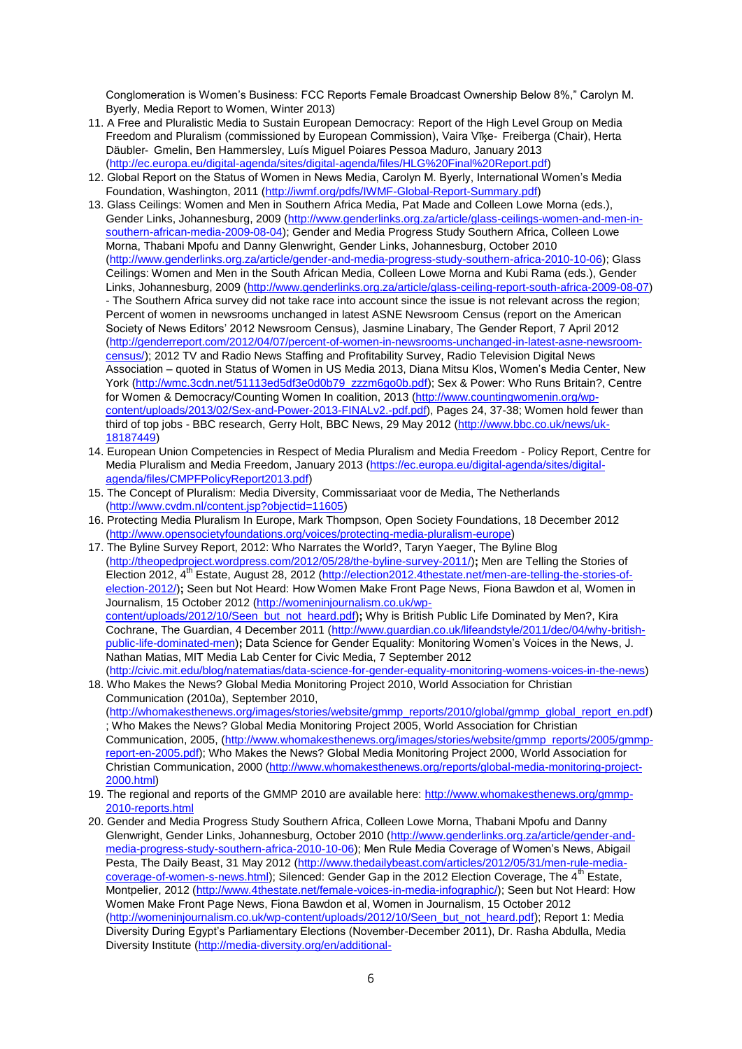Conglomeration is Women's Business: FCC Reports Female Broadcast Ownership Below 8%," Carolyn M. Byerly, Media Report to Women, Winter 2013)

11. A Free and Pluralistic Media to Sustain European Democracy: Report of the High Level Group on Media Freedom and Pluralism (commissioned by European Commission), Vaira Vīķe- Freiberga (Chair), Herta Däubler- Gmelin, Ben Hammersley, Luís Miguel Poiares Pessoa Maduro, January 2013 (http://ec.europa.eu/digital-agenda/sites/digital-agenda/files/HLG%20Final%20Report.pdf)
12. Global Report on the Status of Women in News Media, Carolyn M. Byerly, International Women's Media Foundation, Washington, 2011 (http://iwmf.org/pdfs/IWMF-Global-Report-Summary.pdf)
13. Glass Ceilings: Women and Men in Southern Africa Media, Pat Made and Colleen Lowe Morna (eds.), Gender Links, Johannesburg, 2009 (http://www.genderlinks.org.za/article/glass-ceilings-women-and-men-in-southern-african-media-2009-08-04); Gender and Media Progress Study Southern Africa, Colleen Lowe Morna, Thabani Mpofu and Danny Glenwright, Gender Links, Johannesburg, October 2010 (http://www.genderlinks.org.za/article/gender-and-media-progress-study-southern-africa-2010-10-06); Glass Ceilings: Women and Men in the South African Media, Colleen Lowe Morna and Kubi Rama (eds.), Gender Links, Johannesburg, 2009 (http://www.genderlinks.org.za/article/glass-ceiling-report-south-africa-2009-08-07) - The Southern Africa survey did not take race into account since the issue is not relevant across the region; Percent of women in newsrooms unchanged in latest ASNE Newsroom Census (report on the American Society of News Editors' 2012 Newsroom Census), Jasmine Linabary, The Gender Report, 7 April 2012 (http://genderreport.com/2012/04/07/percent-of-women-in-newsrooms-unchanged-in-latest-asne-newsroom-census/); 2012 TV and Radio News Staffing and Profitability Survey, Radio Television Digital News Association – quoted in Status of Women in US Media 2013, Diana Mitsu Klos, Women's Media Center, New York (http://wmc.3cdn.net/51113ed5df3e0d0b79_zzzm6go0b.pdf); Sex & Power: Who Runs Britain?, Centre for Women & Democracy/Counting Women In coalition, 2013 (http://www.countingwomenin.org/wp-content/uploads/2013/02/Sex-and-Power-2013-FINALv2.-pdf.pdf), Pages 24, 37-38; Women hold fewer than third of top jobs - BBC research, Gerry Holt, BBC News, 29 May 2012 (http://www.bbc.co.uk/news/uk-18187449)
14. European Union Competencies in Respect of Media Pluralism and Media Freedom - Policy Report, Centre for Media Pluralism and Media Freedom, January 2013 (https://ec.europa.eu/digital-agenda/sites/digital-agenda/files/CMPFPolicyReport2013.pdf)
15. The Concept of Pluralism: Media Diversity, Commissariaat voor de Media, The Netherlands (http://www.cvdm.nl/content.jsp?objectid=11605)
16. Protecting Media Pluralism In Europe, Mark Thompson, Open Society Foundations, 18 December 2012 (http://www.opensocietyfoundations.org/voices/protecting-media-pluralism-europe)
17. The Byline Survey Report, 2012: Who Narrates the World?, Taryn Yaeger, The Byline Blog (http://theopedproject.wordpress.com/2012/05/28/the-byline-survey-2011/)**;** Men are Telling the Stories of Election 2012, 4th Estate, August 28, 2012 (http://election2012.4thestate.net/men-are-telling-the-stories-of-election-2012/)**;** Seen but Not Heard: How Women Make Front Page News, Fiona Bawdon et al, Women in Journalism, 15 October 2012 (http://womeninjournalism.co.uk/wp-content/uploads/2012/10/Seen_but_not_heard.pdf)**;** Why is British Public Life Dominated by Men?, Kira Cochrane, The Guardian, 4 December 2011 (http://www.guardian.co.uk/lifeandstyle/2011/dec/04/why-british-public-life-dominated-men)**;** Data Science for Gender Equality: Monitoring Women's Voices in the News, J. Nathan Matias, MIT Media Lab Center for Civic Media, 7 September 2012 (http://civic.mit.edu/blog/natematias/data-science-for-gender-equality-monitoring-womens-voices-in-the-news)
18. Who Makes the News? Global Media Monitoring Project 2010, World Association for Christian Communication (2010a), September 2010, (http://whomakesthenews.org/images/stories/website/gmmp_reports/2010/global/gmmp_global_report_en.pdf) ; Who Makes the News? Global Media Monitoring Project 2005, World Association for Christian Communication, 2005, (http://www.whomakesthenews.org/images/stories/website/gmmp_reports/2005/gmmp-report-en-2005.pdf); Who Makes the News? Global Media Monitoring Project 2000, World Association for Christian Communication, 2000 (http://www.whomakesthenews.org/reports/global-media-monitoring-project-2000.html)
19. The regional and reports of the GMMP 2010 are available here: http://www.whomakesthenews.org/gmmp-2010-reports.html
20. Gender and Media Progress Study Southern Africa, Colleen Lowe Morna, Thabani Mpofu and Danny Glenwright, Gender Links, Johannesburg, October 2010 (http://www.genderlinks.org.za/article/gender-and-media-progress-study-southern-africa-2010-10-06); Men Rule Media Coverage of Women's News, Abigail Pesta, The Daily Beast, 31 May 2012 (http://www.thedailybeast.com/articles/2012/05/31/men-rule-media-coverage-of-women-s-news.html); Silenced: Gender Gap in the 2012 Election Coverage, The 4th Estate, Montpelier, 2012 (http://www.4thestate.net/female-voices-in-media-infographic/); Seen but Not Heard: How Women Make Front Page News, Fiona Bawdon et al, Women in Journalism, 15 October 2012 (http://womeninjournalism.co.uk/wp-content/uploads/2012/10/Seen_but_not_heard.pdf); Report 1: Media Diversity During Egypt's Parliamentary Elections (November-December 2011), Dr. Rasha Abdulla, Media Diversity Institute (http://media-diversity.org/en/additional-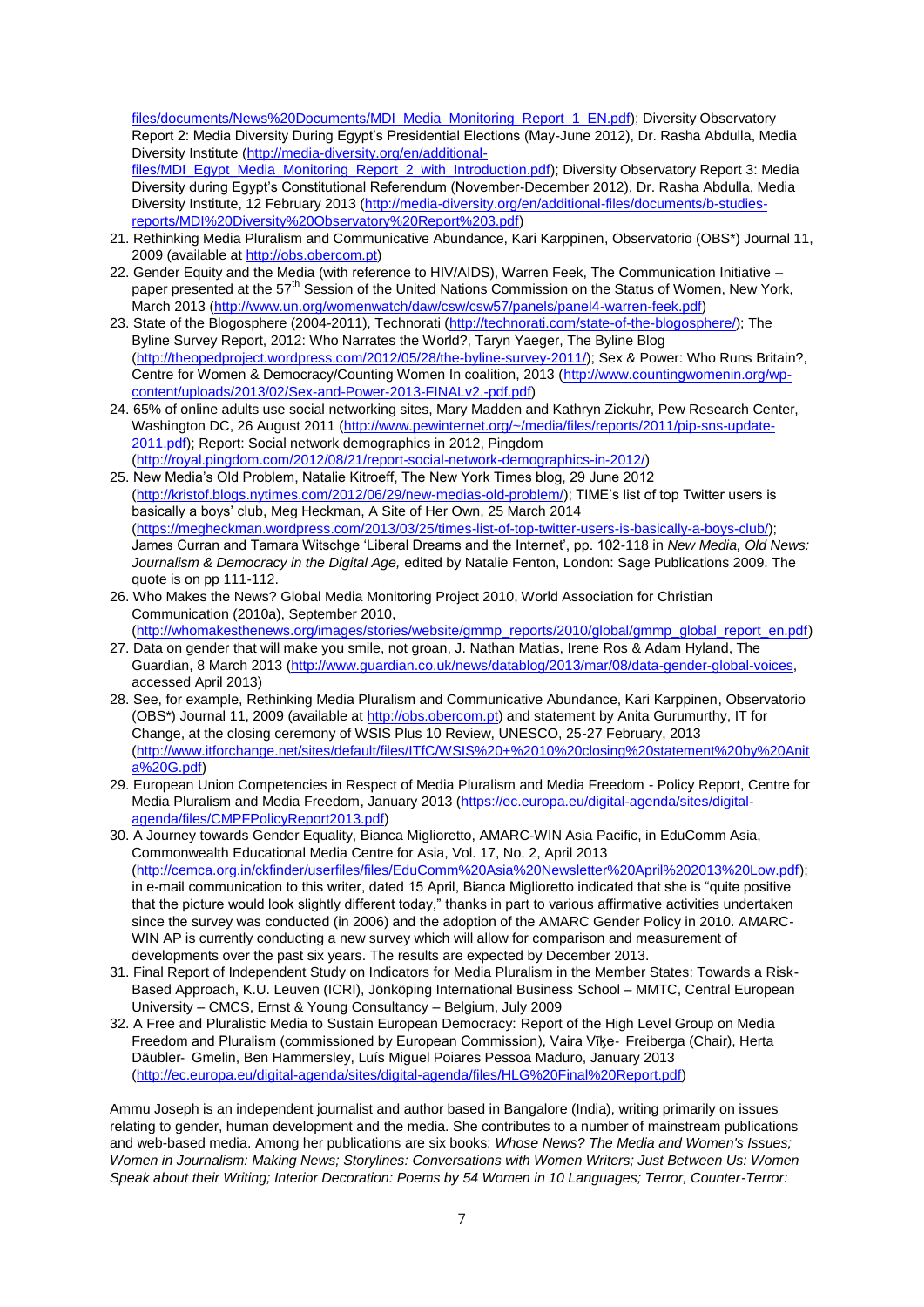files/documents/News%20Documents/MDI_Media_Monitoring_Report_1_EN.pdf); Diversity Observatory Report 2: Media Diversity During Egypt's Presidential Elections (May-June 2012), Dr. Rasha Abdulla, Media Diversity Institute (http://media-diversity.org/en/additional-files/MDI_Egypt_Media_Monitoring_Report_2_with_Introduction.pdf); Diversity Observatory Report 3: Media Diversity during Egypt's Constitutional Referendum (November-December 2012), Dr. Rasha Abdulla, Media Diversity Institute, 12 February 2013 (http://media-diversity.org/en/additional-files/documents/b-studies-reports/MDI%20Diversity%20Observatory%20Report%203.pdf)

21. Rethinking Media Pluralism and Communicative Abundance, Kari Karppinen, Observatorio (OBS*) Journal 11, 2009 (available at http://obs.obercom.pt)
22. Gender Equity and the Media (with reference to HIV/AIDS), Warren Feek, The Communication Initiative – paper presented at the 57th Session of the United Nations Commission on the Status of Women, New York, March 2013 (http://www.un.org/womenwatch/daw/csw/csw57/panels/panel4-warren-feek.pdf)
23. State of the Blogosphere (2004-2011), Technorati (http://technorati.com/state-of-the-blogosphere/); The Byline Survey Report, 2012: Who Narrates the World?, Taryn Yaeger, The Byline Blog (http://theopedproject.wordpress.com/2012/05/28/the-byline-survey-2011/); Sex & Power: Who Runs Britain?, Centre for Women & Democracy/Counting Women In coalition, 2013 (http://www.countingwomenin.org/wp-content/uploads/2013/02/Sex-and-Power-2013-FINALv2.-pdf.pdf)
24. 65% of online adults use social networking sites, Mary Madden and Kathryn Zickuhr, Pew Research Center, Washington DC, 26 August 2011 (http://www.pewinternet.org/~/media/files/reports/2011/pip-sns-update-2011.pdf); Report: Social network demographics in 2012, Pingdom (http://royal.pingdom.com/2012/08/21/report-social-network-demographics-in-2012/)
25. New Media's Old Problem, Natalie Kitroeff, The New York Times blog, 29 June 2012 (http://kristof.blogs.nytimes.com/2012/06/29/new-medias-old-problem/); TIME's list of top Twitter users is basically a boys' club, Meg Heckman, A Site of Her Own, 25 March 2014 (https://megheckman.wordpress.com/2013/03/25/times-list-of-top-twitter-users-is-basically-a-boys-club/); James Curran and Tamara Witschge 'Liberal Dreams and the Internet', pp. 102-118 in *New Media, Old News: Journalism & Democracy in the Digital Age,* edited by Natalie Fenton, London: Sage Publications 2009. The quote is on pp 111-112.
26. Who Makes the News? Global Media Monitoring Project 2010, World Association for Christian Communication (2010a), September 2010, (http://whomakesthenews.org/images/stories/website/gmmp_reports/2010/global/gmmp_global_report_en.pdf)
27. Data on gender that will make you smile, not groan, J. Nathan Matias, Irene Ros & Adam Hyland, The Guardian, 8 March 2013 (http://www.guardian.co.uk/news/datablog/2013/mar/08/data-gender-global-voices, accessed April 2013)
28. See, for example, Rethinking Media Pluralism and Communicative Abundance, Kari Karppinen, Observatorio (OBS*) Journal 11, 2009 (available at http://obs.obercom.pt) and statement by Anita Gurumurthy, IT for Change, at the closing ceremony of WSIS Plus 10 Review, UNESCO, 25-27 February, 2013 (http://www.itforchange.net/sites/default/files/ITfC/WSIS%20+%2010%20closing%20statement%20by%20Anita%20G.pdf)
29. European Union Competencies in Respect of Media Pluralism and Media Freedom - Policy Report, Centre for Media Pluralism and Media Freedom, January 2013 (https://ec.europa.eu/digital-agenda/sites/digital-agenda/files/CMPFPolicyReport2013.pdf)
30. A Journey towards Gender Equality, Bianca Miglioretto, AMARC-WIN Asia Pacific, in EduComm Asia, Commonwealth Educational Media Centre for Asia, Vol. 17, No. 2, April 2013 (http://cemca.org.in/ckfinder/userfiles/files/EduComm%20Asia%20Newsletter%20April%202013%20Low.pdf); in e-mail communication to this writer, dated 15 April, Bianca Miglioretto indicated that she is "quite positive that the picture would look slightly different today," thanks in part to various affirmative activities undertaken since the survey was conducted (in 2006) and the adoption of the AMARC Gender Policy in 2010. AMARC-WIN AP is currently conducting a new survey which will allow for comparison and measurement of developments over the past six years. The results are expected by December 2013.
31. Final Report of Independent Study on Indicators for Media Pluralism in the Member States: Towards a Risk-Based Approach, K.U. Leuven (ICRI), Jönköping International Business School – MMTC, Central European University – CMCS, Ernst & Young Consultancy – Belgium, July 2009
32. A Free and Pluralistic Media to Sustain European Democracy: Report of the High Level Group on Media Freedom and Pluralism (commissioned by European Commission), Vaira Vīķe- Freiberga (Chair), Herta Däubler- Gmelin, Ben Hammersley, Luís Miguel Poiares Pessoa Maduro, January 2013 (http://ec.europa.eu/digital-agenda/sites/digital-agenda/files/HLG%20Final%20Report.pdf)

Ammu Joseph is an independent journalist and author based in Bangalore (India), writing primarily on issues relating to gender, human development and the media. She contributes to a number of mainstream publications and web-based media. Among her publications are six books: *Whose News? The Media and Women's Issues; Women in Journalism: Making News; Storylines: Conversations with Women Writers; Just Between Us: Women Speak about their Writing; Interior Decoration: Poems by 54 Women in 10 Languages; Terror, Counter-Terror:*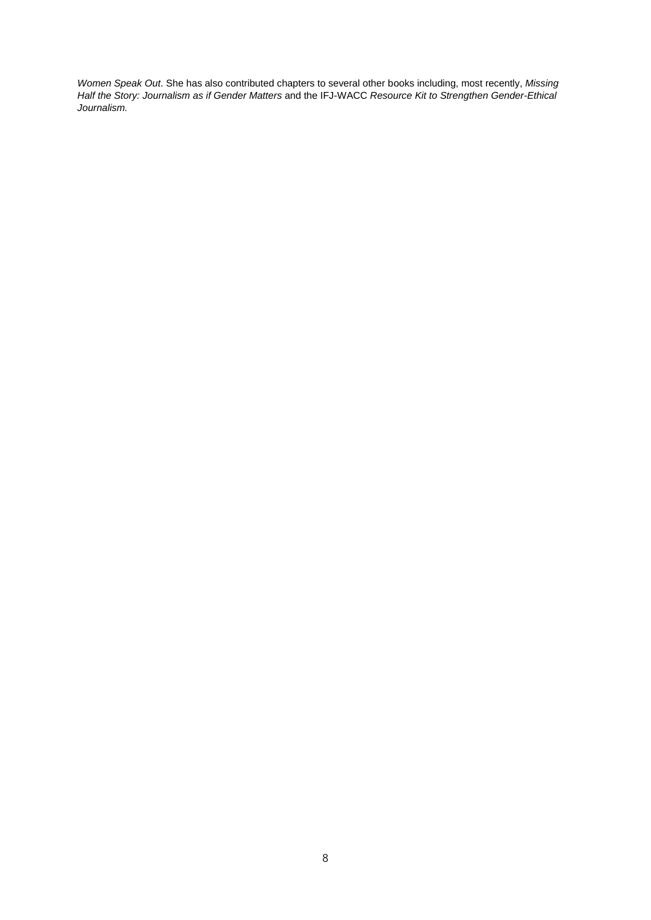*Women Speak Out*. She has also contributed chapters to several other books including, most recently, *Missing Half the Story: Journalism as if Gender Matters* and the IFJ-WACC *Resource Kit to Strengthen Gender-Ethical Journalism.*